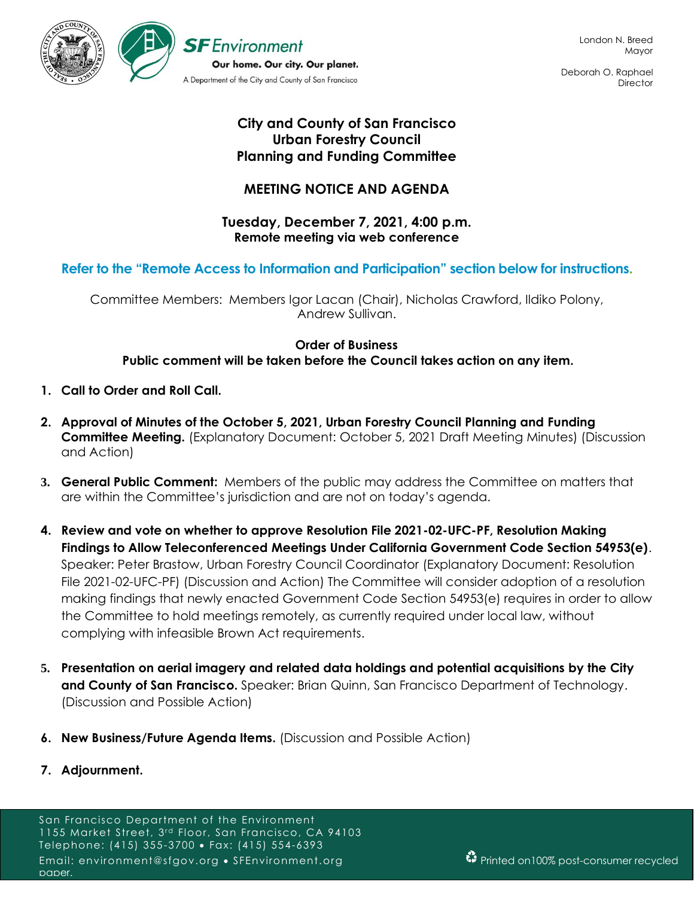SF Environment
Our home. Our city. Our planet.
A Department of the City and County of San Francisco

London N. Breed
Mayor

Deborah O. Raphael
Director

# City and County of San Francisco
# Urban Forestry Council
# Planning and Funding Committee

## MEETING NOTICE AND AGENDA

**Tuesday, December 7, 2021, 4:00 p.m.**
**Remote meeting via web conference**

**Refer to the "Remote Access to Information and Participation" section below for instructions.**

Committee Members: Members Igor Lacan (Chair), Nicholas Crawford, Ildiko Polony, Andrew Sullivan.

**Order of Business**
**Public comment will be taken before the Council takes action on any item.**

1. **Call to Order and Roll Call.**

2. **Approval of Minutes of the October 5, 2021, Urban Forestry Council Planning and Funding Committee Meeting.** (Explanatory Document: October 5, 2021 Draft Meeting Minutes) (Discussion and Action)

3. **General Public Comment:** Members of the public may address the Committee on matters that are within the Committee's jurisdiction and are not on today's agenda.

4. **Review and vote on whether to approve Resolution File 2021-02-UFC-PF, Resolution Making Findings to Allow Teleconferenced Meetings Under California Government Code Section 54953(e)**. Speaker: Peter Brastow, Urban Forestry Council Coordinator (Explanatory Document: Resolution File 2021-02-UFC-PF) (Discussion and Action) The Committee will consider adoption of a resolution making findings that newly enacted Government Code Section 54953(e) requires in order to allow the Committee to hold meetings remotely, as currently required under local law, without complying with infeasible Brown Act requirements.

5. **Presentation on aerial imagery and related data holdings and potential acquisitions by the City and County of San Francisco.** Speaker: Brian Quinn, San Francisco Department of Technology. (Discussion and Possible Action)

6. **New Business/Future Agenda Items.** (Discussion and Possible Action)

7. **Adjournment.**

San Francisco Department of the Environment
1155 Market Street, 3rd Floor, San Francisco, CA 94103
Telephone: (415) 355-3700 • Fax: (415) 554-6393
Email: environment@sfgov.org • SFEnvironment.org

Printed on100% post-consumer recycled paper.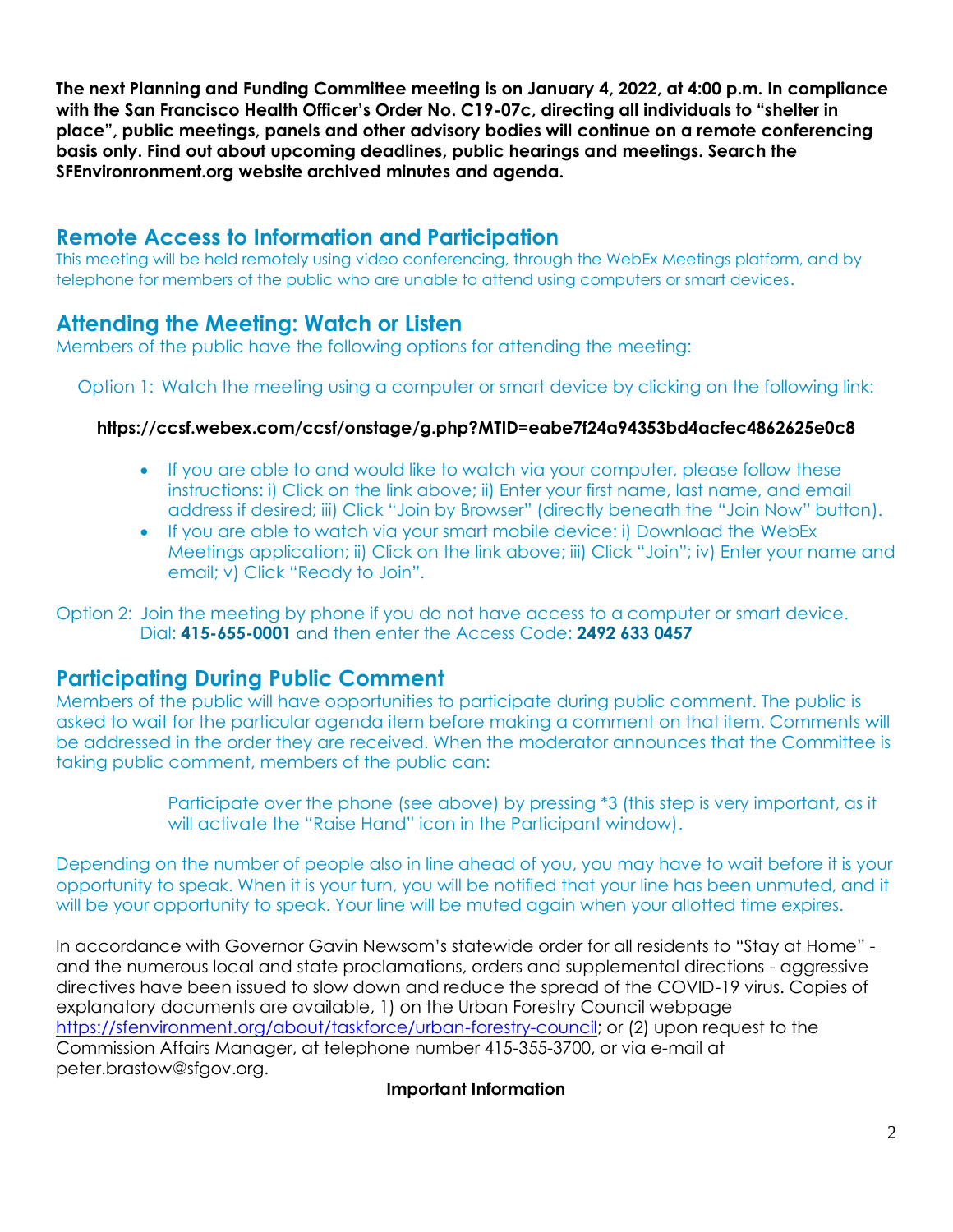**The next Planning and Funding Committee meeting is on January 4, 2022, at 4:00 p.m. In compliance with the San Francisco Health Officer's Order No. C19-07c, directing all individuals to "shelter in place", public meetings, panels and other advisory bodies will continue on a remote conferencing basis only. Find out about upcoming deadlines, public hearings and meetings. Search the SFEnvironronment.org website archived minutes and agenda.**

## Remote Access to Information and Participation

This meeting will be held remotely using video conferencing, through the WebEx Meetings platform, and by telephone for members of the public who are unable to attend using computers or smart devices.

## Attending the Meeting: Watch or Listen

Members of the public have the following options for attending the meeting:

Option 1: Watch the meeting using a computer or smart device by clicking on the following link:

**https://ccsf.webex.com/ccsf/onstage/g.php?MTID=eabe7f24a94353bd4acfec4862625e0c8**

- If you are able to and would like to watch via your computer, please follow these instructions: i) Click on the link above; ii) Enter your first name, last name, and email address if desired; iii) Click "Join by Browser" (directly beneath the "Join Now" button).
- If you are able to watch via your smart mobile device: i) Download the WebEx Meetings application; ii) Click on the link above; iii) Click "Join"; iv) Enter your name and email; v) Click "Ready to Join".

Option 2: Join the meeting by phone if you do not have access to a computer or smart device. Dial: **415-655-0001** and then enter the Access Code: **2492 633 0457**

## Participating During Public Comment

Members of the public will have opportunities to participate during public comment. The public is asked to wait for the particular agenda item before making a comment on that item. Comments will be addressed in the order they are received. When the moderator announces that the Committee is taking public comment, members of the public can:

Participate over the phone (see above) by pressing *3 (this step is very important, as it will activate the "Raise Hand" icon in the Participant window).

Depending on the number of people also in line ahead of you, you may have to wait before it is your opportunity to speak. When it is your turn, you will be notified that your line has been unmuted, and it will be your opportunity to speak. Your line will be muted again when your allotted time expires.

In accordance with Governor Gavin Newsom's statewide order for all residents to "Stay at Home" - and the numerous local and state proclamations, orders and supplemental directions - aggressive directives have been issued to slow down and reduce the spread of the COVID-19 virus. Copies of explanatory documents are available, 1) on the Urban Forestry Council webpage https://sfenvironment.org/about/taskforce/urban-forestry-council; or (2) upon request to the Commission Affairs Manager, at telephone number 415-355-3700, or via e-mail at peter.brastow@sfgov.org.

**Important Information**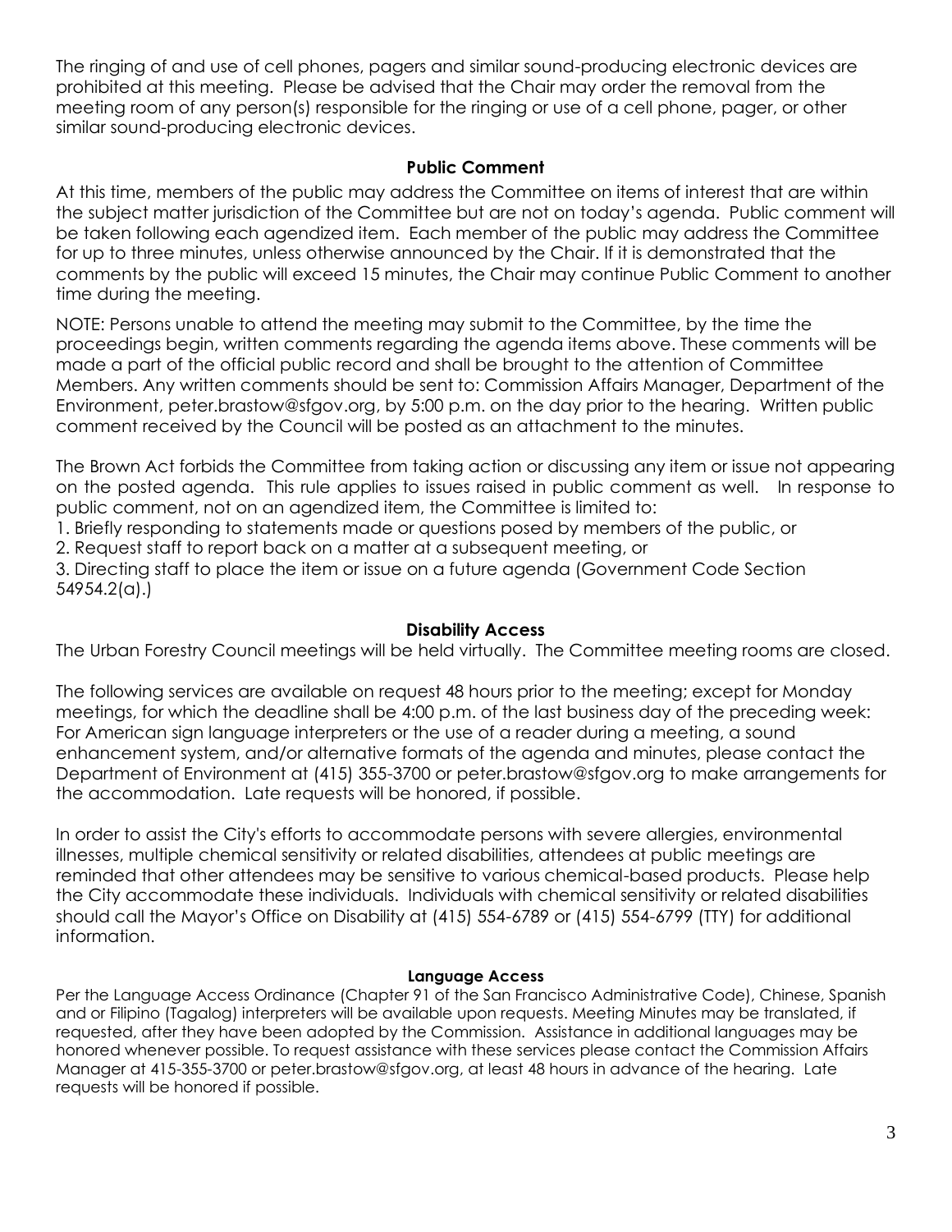The ringing of and use of cell phones, pagers and similar sound-producing electronic devices are prohibited at this meeting. Please be advised that the Chair may order the removal from the meeting room of any person(s) responsible for the ringing or use of a cell phone, pager, or other similar sound-producing electronic devices.

**Public Comment**

At this time, members of the public may address the Committee on items of interest that are within the subject matter jurisdiction of the Committee but are not on today's agenda. Public comment will be taken following each agendized item. Each member of the public may address the Committee for up to three minutes, unless otherwise announced by the Chair. If it is demonstrated that the comments by the public will exceed 15 minutes, the Chair may continue Public Comment to another time during the meeting.

NOTE: Persons unable to attend the meeting may submit to the Committee, by the time the proceedings begin, written comments regarding the agenda items above. These comments will be made a part of the official public record and shall be brought to the attention of Committee Members. Any written comments should be sent to: Commission Affairs Manager, Department of the Environment, peter.brastow@sfgov.org, by 5:00 p.m. on the day prior to the hearing. Written public comment received by the Council will be posted as an attachment to the minutes.

The Brown Act forbids the Committee from taking action or discussing any item or issue not appearing on the posted agenda. This rule applies to issues raised in public comment as well. In response to public comment, not on an agendized item, the Committee is limited to:

1. Briefly responding to statements made or questions posed by members of the public, or
2. Request staff to report back on a matter at a subsequent meeting, or
3. Directing staff to place the item or issue on a future agenda (Government Code Section 54954.2(a).)

**Disability Access**

The Urban Forestry Council meetings will be held virtually. The Committee meeting rooms are closed.

The following services are available on request 48 hours prior to the meeting; except for Monday meetings, for which the deadline shall be 4:00 p.m. of the last business day of the preceding week: For American sign language interpreters or the use of a reader during a meeting, a sound enhancement system, and/or alternative formats of the agenda and minutes, please contact the Department of Environment at (415) 355-3700 or peter.brastow@sfgov.org to make arrangements for the accommodation. Late requests will be honored, if possible.

In order to assist the City's efforts to accommodate persons with severe allergies, environmental illnesses, multiple chemical sensitivity or related disabilities, attendees at public meetings are reminded that other attendees may be sensitive to various chemical-based products. Please help the City accommodate these individuals. Individuals with chemical sensitivity or related disabilities should call the Mayor's Office on Disability at (415) 554-6789 or (415) 554-6799 (TTY) for additional information.

**Language Access**

Per the Language Access Ordinance (Chapter 91 of the San Francisco Administrative Code), Chinese, Spanish and or Filipino (Tagalog) interpreters will be available upon requests. Meeting Minutes may be translated, if requested, after they have been adopted by the Commission. Assistance in additional languages may be honored whenever possible. To request assistance with these services please contact the Commission Affairs Manager at 415-355-3700 or peter.brastow@sfgov.org, at least 48 hours in advance of the hearing. Late requests will be honored if possible.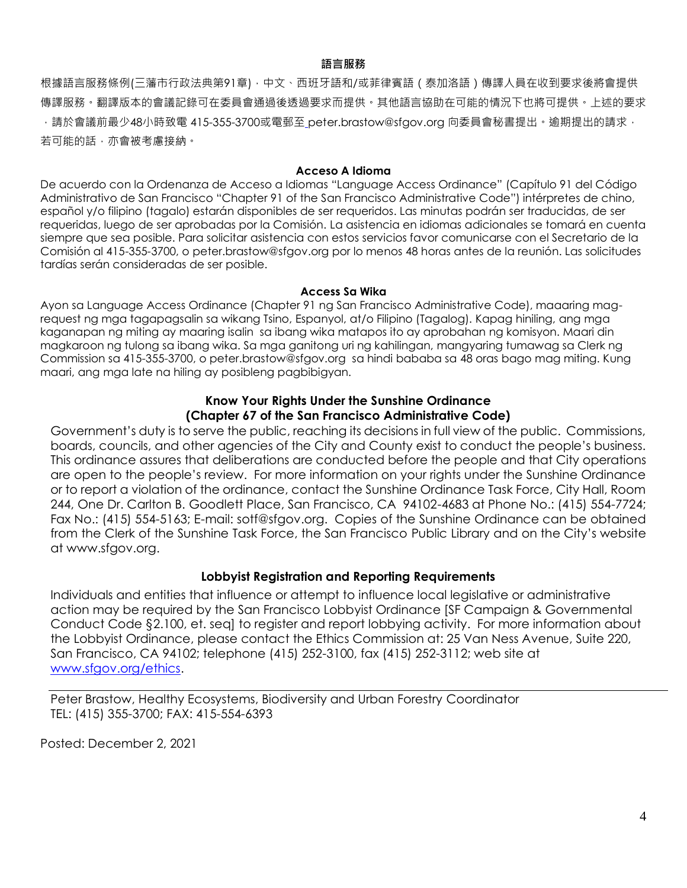**語言服務**

根據語言服務條例(三藩市行政法典第91章)，中文、西班牙語和/或菲律賓語（泰加洛語）傳譯人員在收到要求後將會提供傳譯服務。翻譯版本的會議記錄可在委員會通過後透過要求而提供。其他語言協助在可能的情況下也將可提供。上述的要求，請於會議前最少48小時致電 415-355-3700或電郵至 peter.brastow@sfgov.org 向委員會秘書提出。逾期提出的請求，若可能的話，亦會被考慮接納。

**Acceso A Idioma**

De acuerdo con la Ordenanza de Acceso a Idiomas "Language Access Ordinance" (Capítulo 91 del Código Administrativo de San Francisco "Chapter 91 of the San Francisco Administrative Code") intérpretes de chino, español y/o filipino (tagalo) estarán disponibles de ser requeridos. Las minutas podrán ser traducidas, de ser requeridas, luego de ser aprobadas por la Comisión. La asistencia en idiomas adicionales se tomará en cuenta siempre que sea posible. Para solicitar asistencia con estos servicios favor comunicarse con el Secretario de la Comisión al 415-355-3700, o peter.brastow@sfgov.org por lo menos 48 horas antes de la reunión. Las solicitudes tardías serán consideradas de ser posible.

**Access Sa Wika**

Ayon sa Language Access Ordinance (Chapter 91 ng San Francisco Administrative Code), maaaring mag-request ng mga tagapagsalin sa wikang Tsino, Espanyol, at/o Filipino (Tagalog). Kapag hiniling, ang mga kaganapan ng miting ay maaring isalin sa ibang wika matapos ito ay aprobahan ng komisyon. Maari din magkaroon ng tulong sa ibang wika. Sa mga ganitong uri ng kahilingan, mangyaring tumawag sa Clerk ng Commission sa 415-355-3700, o peter.brastow@sfgov.org sa hindi bababa sa 48 oras bago mag miting. Kung maari, ang mga late na hiling ay posibleng pagbibigyan.

**Know Your Rights Under the Sunshine Ordinance**
**(Chapter 67 of the San Francisco Administrative Code)**

Government's duty is to serve the public, reaching its decisions in full view of the public. Commissions, boards, councils, and other agencies of the City and County exist to conduct the people's business. This ordinance assures that deliberations are conducted before the people and that City operations are open to the people's review. For more information on your rights under the Sunshine Ordinance or to report a violation of the ordinance, contact the Sunshine Ordinance Task Force, City Hall, Room 244, One Dr. Carlton B. Goodlett Place, San Francisco, CA 94102-4683 at Phone No.: (415) 554-7724; Fax No.: (415) 554-5163; E-mail: sotf@sfgov.org. Copies of the Sunshine Ordinance can be obtained from the Clerk of the Sunshine Task Force, the San Francisco Public Library and on the City's website at www.sfgov.org.

**Lobbyist Registration and Reporting Requirements**

Individuals and entities that influence or attempt to influence local legislative or administrative action may be required by the San Francisco Lobbyist Ordinance [SF Campaign & Governmental Conduct Code §2.100, et. seq] to register and report lobbying activity. For more information about the Lobbyist Ordinance, please contact the Ethics Commission at: 25 Van Ness Avenue, Suite 220, San Francisco, CA 94102; telephone (415) 252-3100, fax (415) 252-3112; web site at www.sfgov.org/ethics.

---

Peter Brastow, Healthy Ecosystems, Biodiversity and Urban Forestry Coordinator
TEL: (415) 355-3700; FAX: 415-554-6393

Posted: December 2, 2021